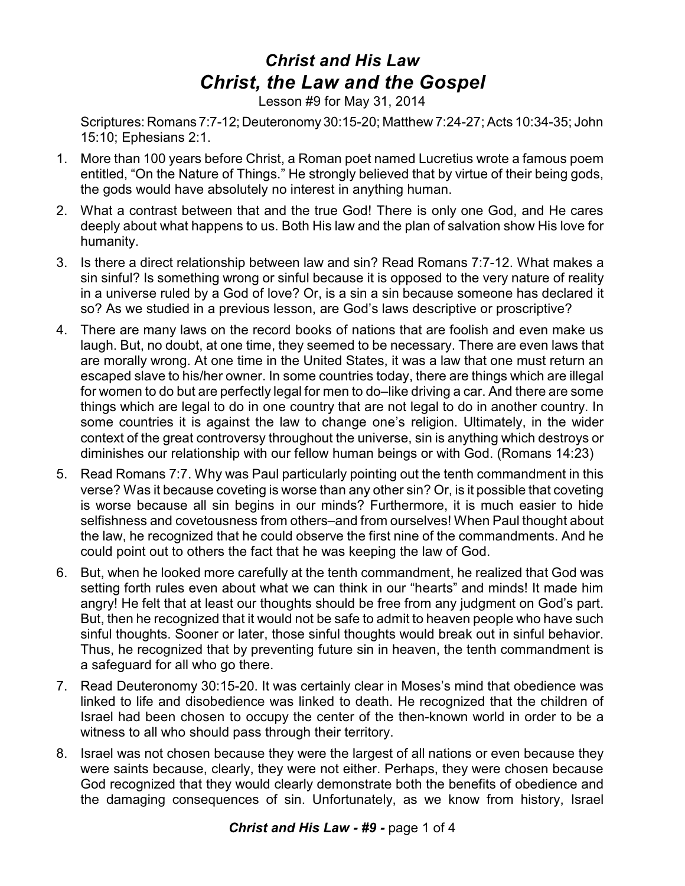# *Christ and His Law*
## *Christ, the Law and the Gospel*

Lesson #9 for May 31, 2014

Scriptures: Romans 7:7-12; Deuteronomy 30:15-20; Matthew 7:24-27; Acts 10:34-35; John 15:10; Ephesians 2:1.

1. More than 100 years before Christ, a Roman poet named Lucretius wrote a famous poem entitled, "On the Nature of Things." He strongly believed that by virtue of their being gods, the gods would have absolutely no interest in anything human.

2. What a contrast between that and the true God! There is only one God, and He cares deeply about what happens to us. Both His law and the plan of salvation show His love for humanity.

3. Is there a direct relationship between law and sin? Read Romans 7:7-12. What makes a sin sinful? Is something wrong or sinful because it is opposed to the very nature of reality in a universe ruled by a God of love? Or, is a sin a sin because someone has declared it so? As we studied in a previous lesson, are God's laws descriptive or proscriptive?

4. There are many laws on the record books of nations that are foolish and even make us laugh. But, no doubt, at one time, they seemed to be necessary. There are even laws that are morally wrong. At one time in the United States, it was a law that one must return an escaped slave to his/her owner. In some countries today, there are things which are illegal for women to do but are perfectly legal for men to do–like driving a car. And there are some things which are legal to do in one country that are not legal to do in another country. In some countries it is against the law to change one's religion. Ultimately, in the wider context of the great controversy throughout the universe, sin is anything which destroys or diminishes our relationship with our fellow human beings or with God. (Romans 14:23)

5. Read Romans 7:7. Why was Paul particularly pointing out the tenth commandment in this verse? Was it because coveting is worse than any other sin? Or, is it possible that coveting is worse because all sin begins in our minds? Furthermore, it is much easier to hide selfishness and covetousness from others–and from ourselves! When Paul thought about the law, he recognized that he could observe the first nine of the commandments. And he could point out to others the fact that he was keeping the law of God.

6. But, when he looked more carefully at the tenth commandment, he realized that God was setting forth rules even about what we can think in our "hearts" and minds! It made him angry! He felt that at least our thoughts should be free from any judgment on God's part. But, then he recognized that it would not be safe to admit to heaven people who have such sinful thoughts. Sooner or later, those sinful thoughts would break out in sinful behavior. Thus, he recognized that by preventing future sin in heaven, the tenth commandment is a safeguard for all who go there.

7. Read Deuteronomy 30:15-20. It was certainly clear in Moses's mind that obedience was linked to life and disobedience was linked to death. He recognized that the children of Israel had been chosen to occupy the center of the then-known world in order to be a witness to all who should pass through their territory.

8. Israel was not chosen because they were the largest of all nations or even because they were saints because, clearly, they were not either. Perhaps, they were chosen because God recognized that they would clearly demonstrate both the benefits of obedience and the damaging consequences of sin. Unfortunately, as we know from history, Israel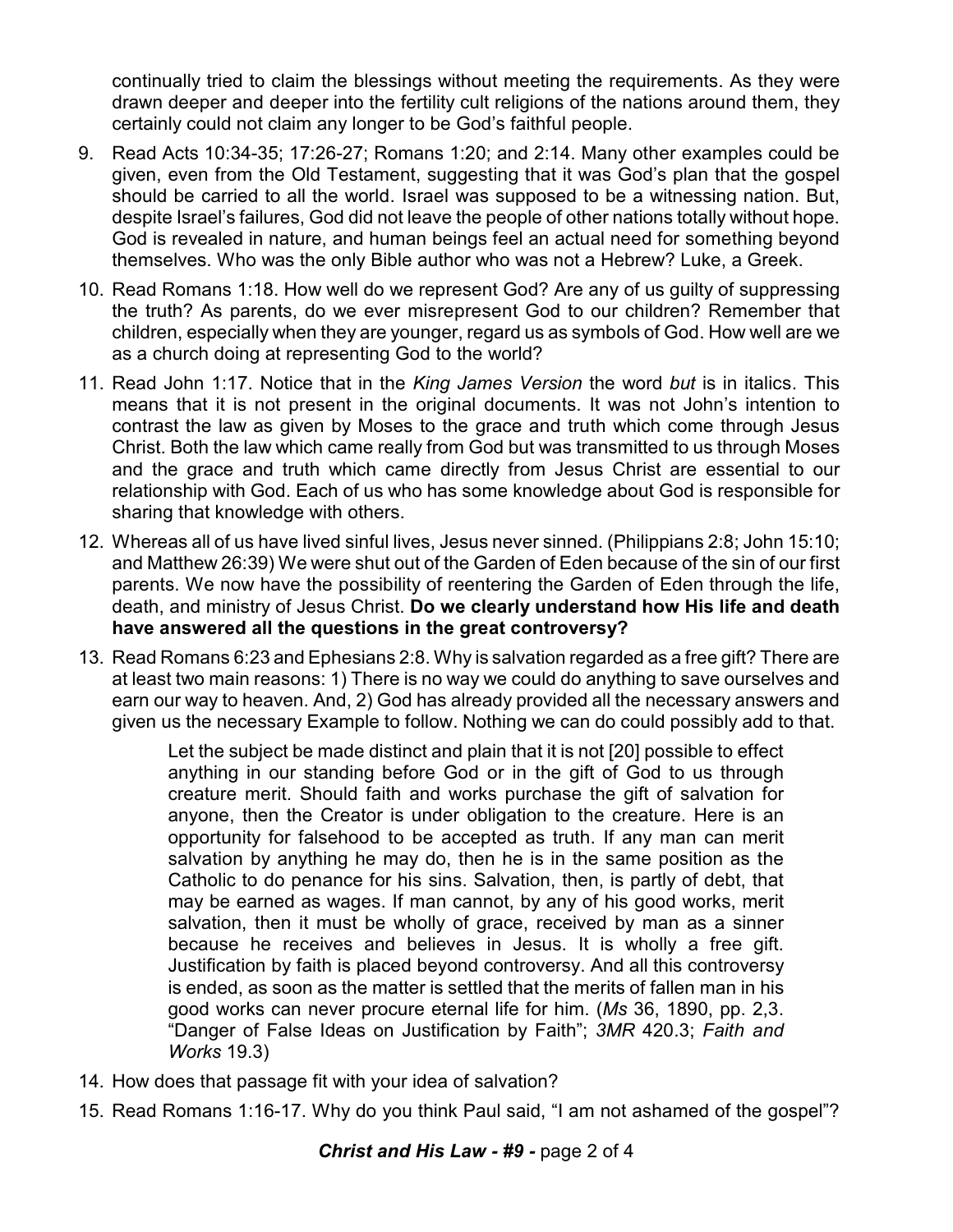continually tried to claim the blessings without meeting the requirements. As they were drawn deeper and deeper into the fertility cult religions of the nations around them, they certainly could not claim any longer to be God's faithful people.

9. Read Acts 10:34-35; 17:26-27; Romans 1:20; and 2:14. Many other examples could be given, even from the Old Testament, suggesting that it was God's plan that the gospel should be carried to all the world. Israel was supposed to be a witnessing nation. But, despite Israel's failures, God did not leave the people of other nations totally without hope. God is revealed in nature, and human beings feel an actual need for something beyond themselves. Who was the only Bible author who was not a Hebrew? Luke, a Greek.

10. Read Romans 1:18. How well do we represent God? Are any of us guilty of suppressing the truth? As parents, do we ever misrepresent God to our children? Remember that children, especially when they are younger, regard us as symbols of God. How well are we as a church doing at representing God to the world?

11. Read John 1:17. Notice that in the *King James Version* the word *but* is in italics. This means that it is not present in the original documents. It was not John's intention to contrast the law as given by Moses to the grace and truth which come through Jesus Christ. Both the law which came really from God but was transmitted to us through Moses and the grace and truth which came directly from Jesus Christ are essential to our relationship with God. Each of us who has some knowledge about God is responsible for sharing that knowledge with others.

12. Whereas all of us have lived sinful lives, Jesus never sinned. (Philippians 2:8; John 15:10; and Matthew 26:39) We were shut out of the Garden of Eden because of the sin of our first parents. We now have the possibility of reentering the Garden of Eden through the life, death, and ministry of Jesus Christ. **Do we clearly understand how His life and death have answered all the questions in the great controversy?**

13. Read Romans 6:23 and Ephesians 2:8. Why is salvation regarded as a free gift? There are at least two main reasons: 1) There is no way we could do anything to save ourselves and earn our way to heaven. And, 2) God has already provided all the necessary answers and given us the necessary Example to follow. Nothing we can do could possibly add to that.

    > Let the subject be made distinct and plain that it is not [20] possible to effect anything in our standing before God or in the gift of God to us through creature merit. Should faith and works purchase the gift of salvation for anyone, then the Creator is under obligation to the creature. Here is an opportunity for falsehood to be accepted as truth. If any man can merit salvation by anything he may do, then he is in the same position as the Catholic to do penance for his sins. Salvation, then, is partly of debt, that may be earned as wages. If man cannot, by any of his good works, merit salvation, then it must be wholly of grace, received by man as a sinner because he receives and believes in Jesus. It is wholly a free gift. Justification by faith is placed beyond controversy. And all this controversy is ended, as soon as the matter is settled that the merits of fallen man in his good works can never procure eternal life for him. (*Ms* 36, 1890, pp. 2,3. "Danger of False Ideas on Justification by Faith"; *3MR* 420.3; *Faith and Works* 19.3)

14. How does that passage fit with your idea of salvation?

15. Read Romans 1:16-17. Why do you think Paul said, "I am not ashamed of the gospel"?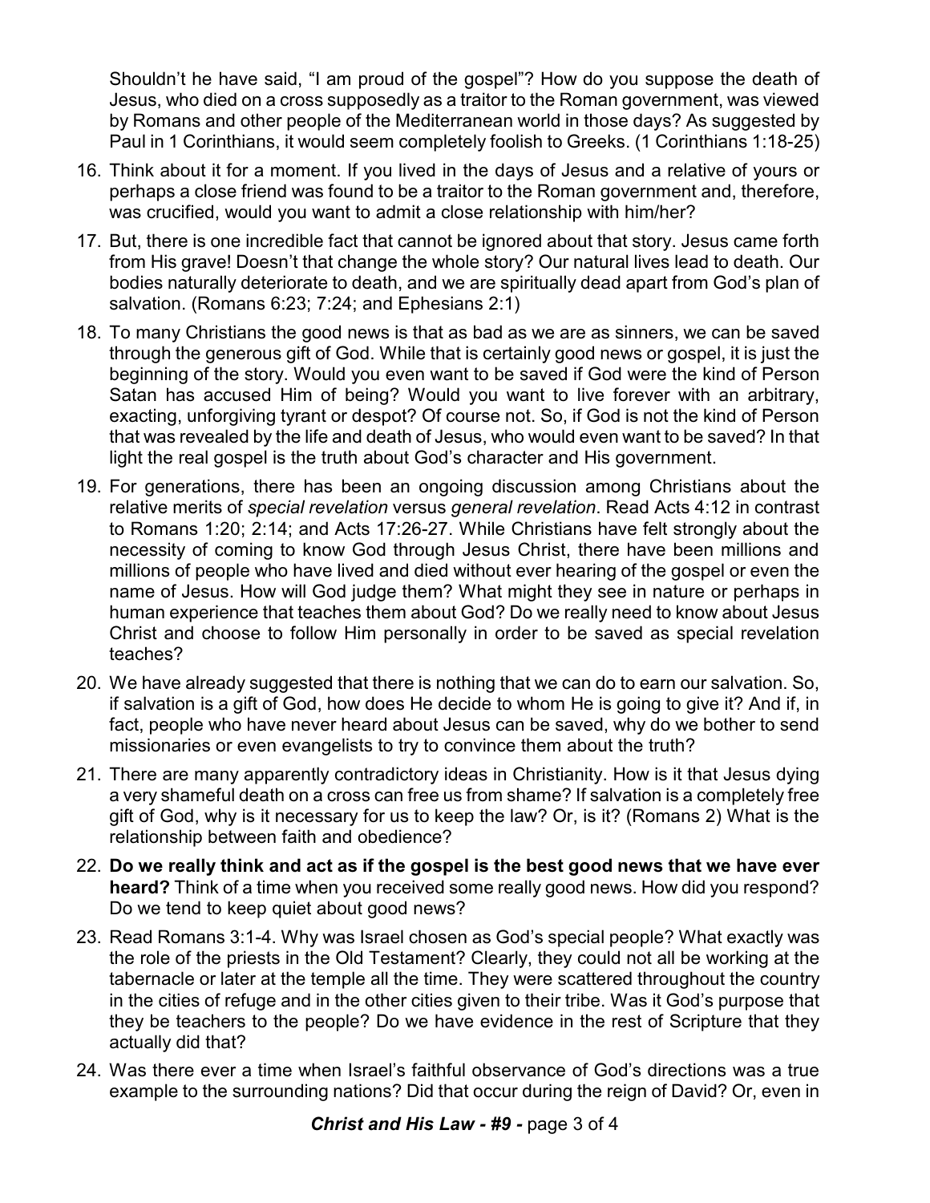Shouldn't he have said, "I am proud of the gospel"? How do you suppose the death of Jesus, who died on a cross supposedly as a traitor to the Roman government, was viewed by Romans and other people of the Mediterranean world in those days? As suggested by Paul in 1 Corinthians, it would seem completely foolish to Greeks. (1 Corinthians 1:18-25)

16. Think about it for a moment. If you lived in the days of Jesus and a relative of yours or perhaps a close friend was found to be a traitor to the Roman government and, therefore, was crucified, would you want to admit a close relationship with him/her?

17. But, there is one incredible fact that cannot be ignored about that story. Jesus came forth from His grave! Doesn't that change the whole story? Our natural lives lead to death. Our bodies naturally deteriorate to death, and we are spiritually dead apart from God's plan of salvation. (Romans 6:23; 7:24; and Ephesians 2:1)

18. To many Christians the good news is that as bad as we are as sinners, we can be saved through the generous gift of God. While that is certainly good news or gospel, it is just the beginning of the story. Would you even want to be saved if God were the kind of Person Satan has accused Him of being? Would you want to live forever with an arbitrary, exacting, unforgiving tyrant or despot? Of course not. So, if God is not the kind of Person that was revealed by the life and death of Jesus, who would even want to be saved? In that light the real gospel is the truth about God's character and His government.

19. For generations, there has been an ongoing discussion among Christians about the relative merits of *special revelation* versus *general revelation*. Read Acts 4:12 in contrast to Romans 1:20; 2:14; and Acts 17:26-27. While Christians have felt strongly about the necessity of coming to know God through Jesus Christ, there have been millions and millions of people who have lived and died without ever hearing of the gospel or even the name of Jesus. How will God judge them? What might they see in nature or perhaps in human experience that teaches them about God? Do we really need to know about Jesus Christ and choose to follow Him personally in order to be saved as special revelation teaches?

20. We have already suggested that there is nothing that we can do to earn our salvation. So, if salvation is a gift of God, how does He decide to whom He is going to give it? And if, in fact, people who have never heard about Jesus can be saved, why do we bother to send missionaries or even evangelists to try to convince them about the truth?

21. There are many apparently contradictory ideas in Christianity. How is it that Jesus dying a very shameful death on a cross can free us from shame? If salvation is a completely free gift of God, why is it necessary for us to keep the law? Or, is it? (Romans 2) What is the relationship between faith and obedience?

22. **Do we really think and act as if the gospel is the best good news that we have ever heard?** Think of a time when you received some really good news. How did you respond? Do we tend to keep quiet about good news?

23. Read Romans 3:1-4. Why was Israel chosen as God's special people? What exactly was the role of the priests in the Old Testament? Clearly, they could not all be working at the tabernacle or later at the temple all the time. They were scattered throughout the country in the cities of refuge and in the other cities given to their tribe. Was it God's purpose that they be teachers to the people? Do we have evidence in the rest of Scripture that they actually did that?

24. Was there ever a time when Israel's faithful observance of God's directions was a true example to the surrounding nations? Did that occur during the reign of David? Or, even in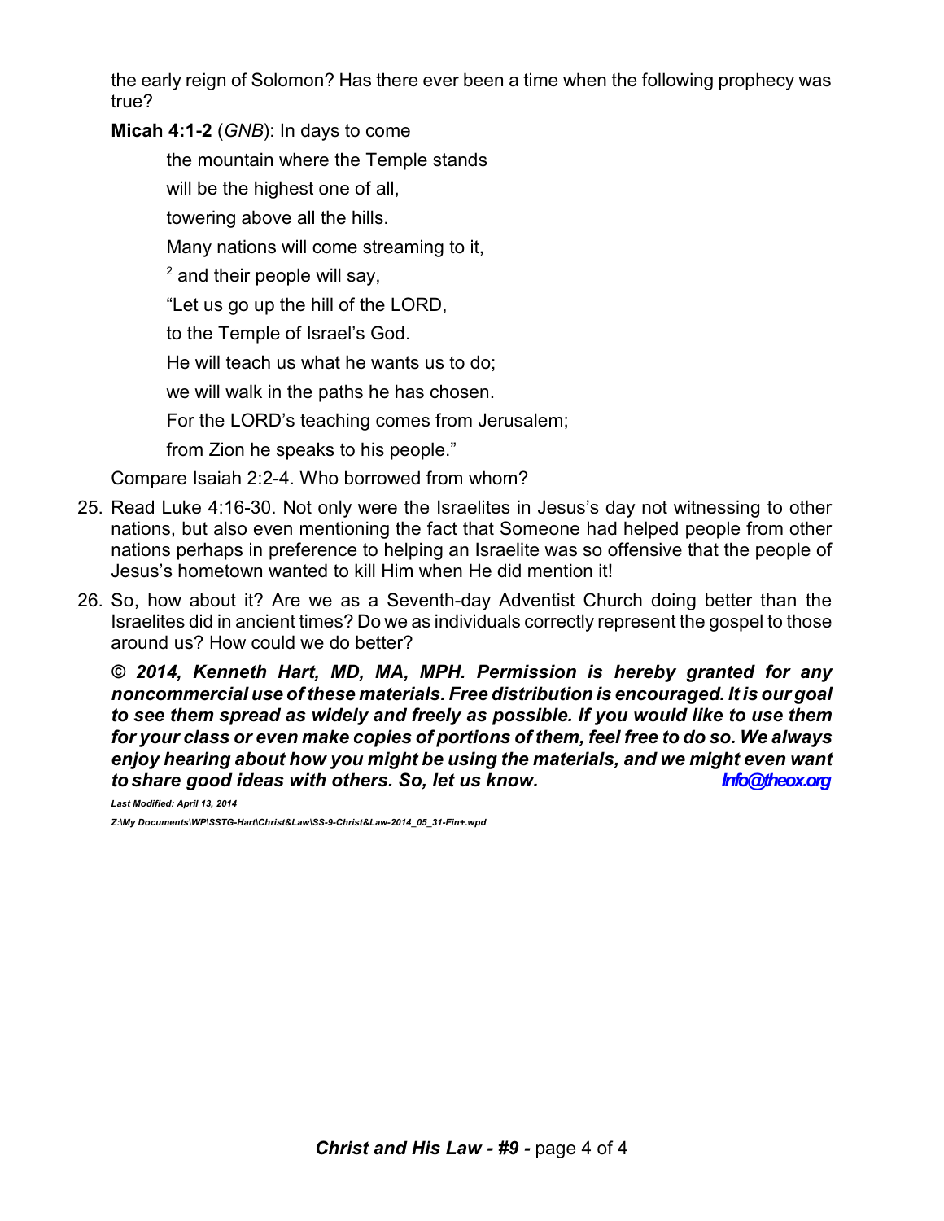the early reign of Solomon? Has there ever been a time when the following prophecy was true?

**Micah 4:1-2** (*GNB*): In days to come

> the mountain where the Temple stands
>
> will be the highest one of all,
>
> towering above all the hills.
>
> Many nations will come streaming to it,
>
> [2] and their people will say,
>
> "Let us go up the hill of the LORD,
>
> to the Temple of Israel's God.
>
> He will teach us what he wants us to do;
>
> we will walk in the paths he has chosen.
>
> For the LORD's teaching comes from Jerusalem;
>
> from Zion he speaks to his people."

Compare Isaiah 2:2-4. Who borrowed from whom?

25. Read Luke 4:16-30. Not only were the Israelites in Jesus's day not witnessing to other nations, but also even mentioning the fact that Someone had helped people from other nations perhaps in preference to helping an Israelite was so offensive that the people of Jesus's hometown wanted to kill Him when He did mention it!

26. So, how about it? Are we as a Seventh-day Adventist Church doing better than the Israelites did in ancient times? Do we as individuals correctly represent the gospel to those around us? How could we do better?

***© 2014, Kenneth Hart, MD, MA, MPH. Permission is hereby granted for any noncommercial use of these materials. Free distribution is encouraged. It is our goal to see them spread as widely and freely as possible. If you would like to use them for your class or even make copies of portions of them, feel free to do so. We always enjoy hearing about how you might be using the materials, and we might even want to share good ideas with others. So, let us know.*** ***Info@theox.org***

***Last Modified: April 13, 2014***

***Z:\My Documents\WP\SSTG-Hart\Christ&Law\SS-9-Christ&Law-2014_05_31-Fin+.wpd***